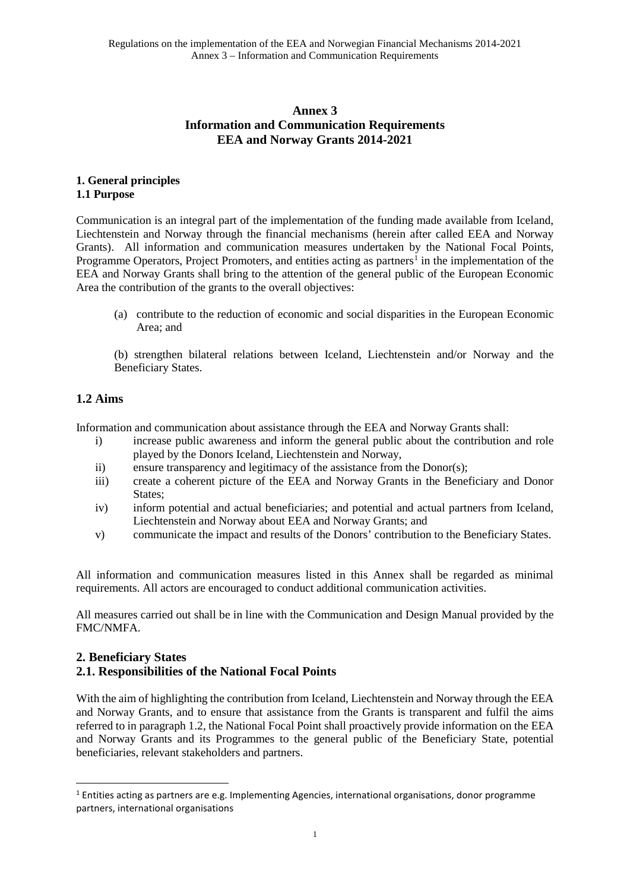# Annex 3
# Information and Communication Requirements
# EEA and Norway Grants 2014-2021

## 1. General principles

### 1.1 Purpose

Communication is an integral part of the implementation of the funding made available from Iceland, Liechtenstein and Norway through the financial mechanisms (herein after called EEA and Norway Grants). All information and communication measures undertaken by the National Focal Points, Programme Operators, Project Promoters, and entities acting as partners[1] in the implementation of the EEA and Norway Grants shall bring to the attention of the general public of the European Economic Area the contribution of the grants to the overall objectives:

(a) contribute to the reduction of economic and social disparities in the European Economic Area; and

(b) strengthen bilateral relations between Iceland, Liechtenstein and/or Norway and the Beneficiary States.

### 1.2 Aims

Information and communication about assistance through the EEA and Norway Grants shall:

i) increase public awareness and inform the general public about the contribution and role played by the Donors Iceland, Liechtenstein and Norway,

ii) ensure transparency and legitimacy of the assistance from the Donor(s);

iii) create a coherent picture of the EEA and Norway Grants in the Beneficiary and Donor States;

iv) inform potential and actual beneficiaries; and potential and actual partners from Iceland, Liechtenstein and Norway about EEA and Norway Grants; and

v) communicate the impact and results of the Donors' contribution to the Beneficiary States.

All information and communication measures listed in this Annex shall be regarded as minimal requirements. All actors are encouraged to conduct additional communication activities.

All measures carried out shall be in line with the Communication and Design Manual provided by the FMC/NMFA.

## 2. Beneficiary States

### 2.1. Responsibilities of the National Focal Points

With the aim of highlighting the contribution from Iceland, Liechtenstein and Norway through the EEA and Norway Grants, and to ensure that assistance from the Grants is transparent and fulfil the aims referred to in paragraph 1.2, the National Focal Point shall proactively provide information on the EEA and Norway Grants and its Programmes to the general public of the Beneficiary State, potential beneficiaries, relevant stakeholders and partners.

[1] Entities acting as partners are e.g. Implementing Agencies, international organisations, donor programme partners, international organisations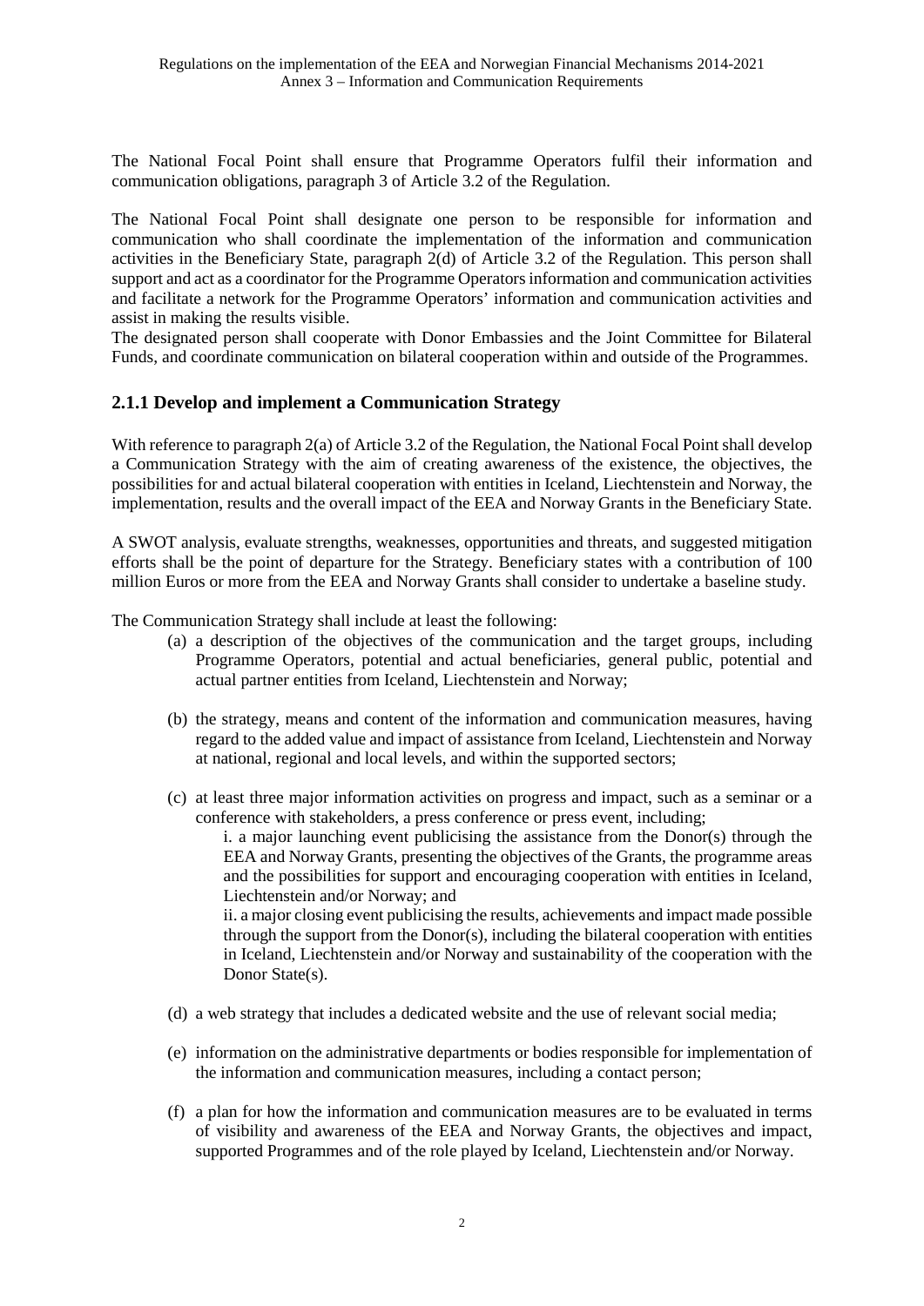The National Focal Point shall ensure that Programme Operators fulfil their information and communication obligations, paragraph 3 of Article 3.2 of the Regulation.

The National Focal Point shall designate one person to be responsible for information and communication who shall coordinate the implementation of the information and communication activities in the Beneficiary State, paragraph 2(d) of Article 3.2 of the Regulation. This person shall support and act as a coordinator for the Programme Operators information and communication activities and facilitate a network for the Programme Operators' information and communication activities and assist in making the results visible.
The designated person shall cooperate with Donor Embassies and the Joint Committee for Bilateral Funds, and coordinate communication on bilateral cooperation within and outside of the Programmes.

### 2.1.1 Develop and implement a Communication Strategy

With reference to paragraph 2(a) of Article 3.2 of the Regulation, the National Focal Point shall develop a Communication Strategy with the aim of creating awareness of the existence, the objectives, the possibilities for and actual bilateral cooperation with entities in Iceland, Liechtenstein and Norway, the implementation, results and the overall impact of the EEA and Norway Grants in the Beneficiary State.

A SWOT analysis, evaluate strengths, weaknesses, opportunities and threats, and suggested mitigation efforts shall be the point of departure for the Strategy. Beneficiary states with a contribution of 100 million Euros or more from the EEA and Norway Grants shall consider to undertake a baseline study.

The Communication Strategy shall include at least the following:

(a) a description of the objectives of the communication and the target groups, including Programme Operators, potential and actual beneficiaries, general public, potential and actual partner entities from Iceland, Liechtenstein and Norway;

(b) the strategy, means and content of the information and communication measures, having regard to the added value and impact of assistance from Iceland, Liechtenstein and Norway at national, regional and local levels, and within the supported sectors;

(c) at least three major information activities on progress and impact, such as a seminar or a conference with stakeholders, a press conference or press event, including;
  i. a major launching event publicising the assistance from the Donor(s) through the EEA and Norway Grants, presenting the objectives of the Grants, the programme areas and the possibilities for support and encouraging cooperation with entities in Iceland, Liechtenstein and/or Norway; and
  ii. a major closing event publicising the results, achievements and impact made possible through the support from the Donor(s), including the bilateral cooperation with entities in Iceland, Liechtenstein and/or Norway and sustainability of the cooperation with the Donor State(s).

(d) a web strategy that includes a dedicated website and the use of relevant social media;

(e) information on the administrative departments or bodies responsible for implementation of the information and communication measures, including a contact person;

(f) a plan for how the information and communication measures are to be evaluated in terms of visibility and awareness of the EEA and Norway Grants, the objectives and impact, supported Programmes and of the role played by Iceland, Liechtenstein and/or Norway.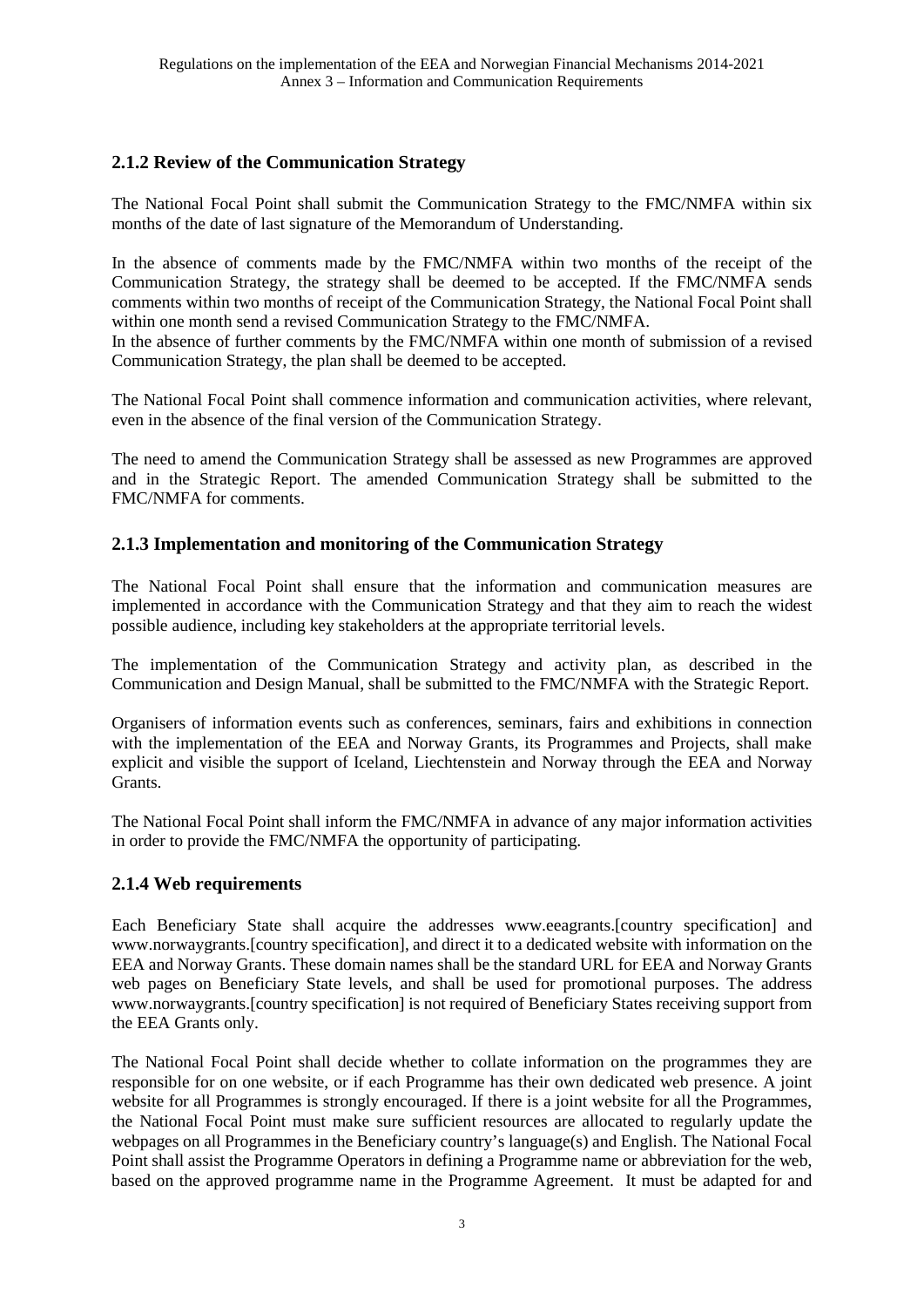### 2.1.2 Review of the Communication Strategy

The National Focal Point shall submit the Communication Strategy to the FMC/NMFA within six months of the date of last signature of the Memorandum of Understanding.

In the absence of comments made by the FMC/NMFA within two months of the receipt of the Communication Strategy, the strategy shall be deemed to be accepted. If the FMC/NMFA sends comments within two months of receipt of the Communication Strategy, the National Focal Point shall within one month send a revised Communication Strategy to the FMC/NMFA.
In the absence of further comments by the FMC/NMFA within one month of submission of a revised Communication Strategy, the plan shall be deemed to be accepted.

The National Focal Point shall commence information and communication activities, where relevant, even in the absence of the final version of the Communication Strategy.

The need to amend the Communication Strategy shall be assessed as new Programmes are approved and in the Strategic Report. The amended Communication Strategy shall be submitted to the FMC/NMFA for comments.

### 2.1.3 Implementation and monitoring of the Communication Strategy

The National Focal Point shall ensure that the information and communication measures are implemented in accordance with the Communication Strategy and that they aim to reach the widest possible audience, including key stakeholders at the appropriate territorial levels.

The implementation of the Communication Strategy and activity plan, as described in the Communication and Design Manual, shall be submitted to the FMC/NMFA with the Strategic Report.

Organisers of information events such as conferences, seminars, fairs and exhibitions in connection with the implementation of the EEA and Norway Grants, its Programmes and Projects, shall make explicit and visible the support of Iceland, Liechtenstein and Norway through the EEA and Norway Grants.

The National Focal Point shall inform the FMC/NMFA in advance of any major information activities in order to provide the FMC/NMFA the opportunity of participating.

### 2.1.4 Web requirements

Each Beneficiary State shall acquire the addresses www.eeagrants.[country specification] and www.norwaygrants.[country specification], and direct it to a dedicated website with information on the EEA and Norway Grants. These domain names shall be the standard URL for EEA and Norway Grants web pages on Beneficiary State levels, and shall be used for promotional purposes. The address www.norwaygrants.[country specification] is not required of Beneficiary States receiving support from the EEA Grants only.

The National Focal Point shall decide whether to collate information on the programmes they are responsible for on one website, or if each Programme has their own dedicated web presence. A joint website for all Programmes is strongly encouraged. If there is a joint website for all the Programmes, the National Focal Point must make sure sufficient resources are allocated to regularly update the webpages on all Programmes in the Beneficiary country's language(s) and English. The National Focal Point shall assist the Programme Operators in defining a Programme name or abbreviation for the web, based on the approved programme name in the Programme Agreement. It must be adapted for and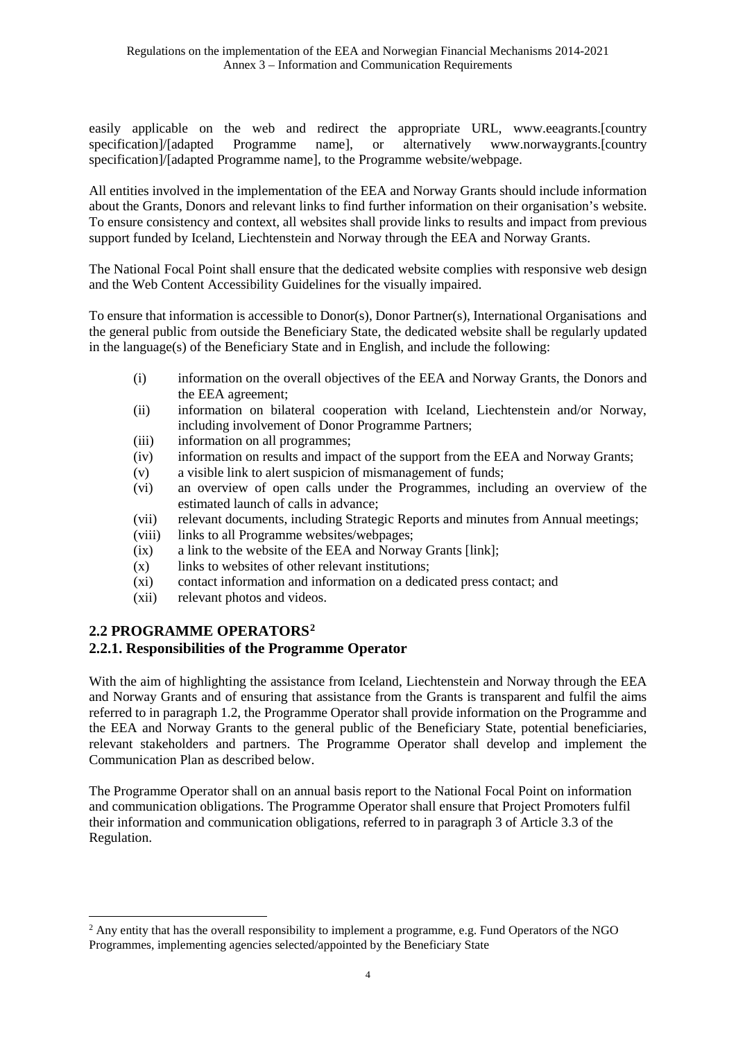easily applicable on the web and redirect the appropriate URL, www.eeagrants.[country specification]/[adapted Programme name], or alternatively www.norwaygrants.[country specification]/[adapted Programme name], to the Programme website/webpage.

All entities involved in the implementation of the EEA and Norway Grants should include information about the Grants, Donors and relevant links to find further information on their organisation's website. To ensure consistency and context, all websites shall provide links to results and impact from previous support funded by Iceland, Liechtenstein and Norway through the EEA and Norway Grants.

The National Focal Point shall ensure that the dedicated website complies with responsive web design and the Web Content Accessibility Guidelines for the visually impaired.

To ensure that information is accessible to Donor(s), Donor Partner(s), International Organisations and the general public from outside the Beneficiary State, the dedicated website shall be regularly updated in the language(s) of the Beneficiary State and in English, and include the following:

- (i) information on the overall objectives of the EEA and Norway Grants, the Donors and the EEA agreement;
- (ii) information on bilateral cooperation with Iceland, Liechtenstein and/or Norway, including involvement of Donor Programme Partners;
- (iii) information on all programmes;
- (iv) information on results and impact of the support from the EEA and Norway Grants;
- (v) a visible link to alert suspicion of mismanagement of funds;
- (vi) an overview of open calls under the Programmes, including an overview of the estimated launch of calls in advance;
- (vii) relevant documents, including Strategic Reports and minutes from Annual meetings;
- (viii) links to all Programme websites/webpages;
- (ix) a link to the website of the EEA and Norway Grants [link];
- (x) links to websites of other relevant institutions;
- (xi) contact information and information on a dedicated press contact; and
- (xii) relevant photos and videos.

## 2.2 PROGRAMME OPERATORS[2]

### 2.2.1. Responsibilities of the Programme Operator

With the aim of highlighting the assistance from Iceland, Liechtenstein and Norway through the EEA and Norway Grants and of ensuring that assistance from the Grants is transparent and fulfil the aims referred to in paragraph 1.2, the Programme Operator shall provide information on the Programme and the EEA and Norway Grants to the general public of the Beneficiary State, potential beneficiaries, relevant stakeholders and partners. The Programme Operator shall develop and implement the Communication Plan as described below.

The Programme Operator shall on an annual basis report to the National Focal Point on information and communication obligations. The Programme Operator shall ensure that Project Promoters fulfil their information and communication obligations, referred to in paragraph 3 of Article 3.3 of the Regulation.

---

[2] Any entity that has the overall responsibility to implement a programme, e.g. Fund Operators of the NGO Programmes, implementing agencies selected/appointed by the Beneficiary State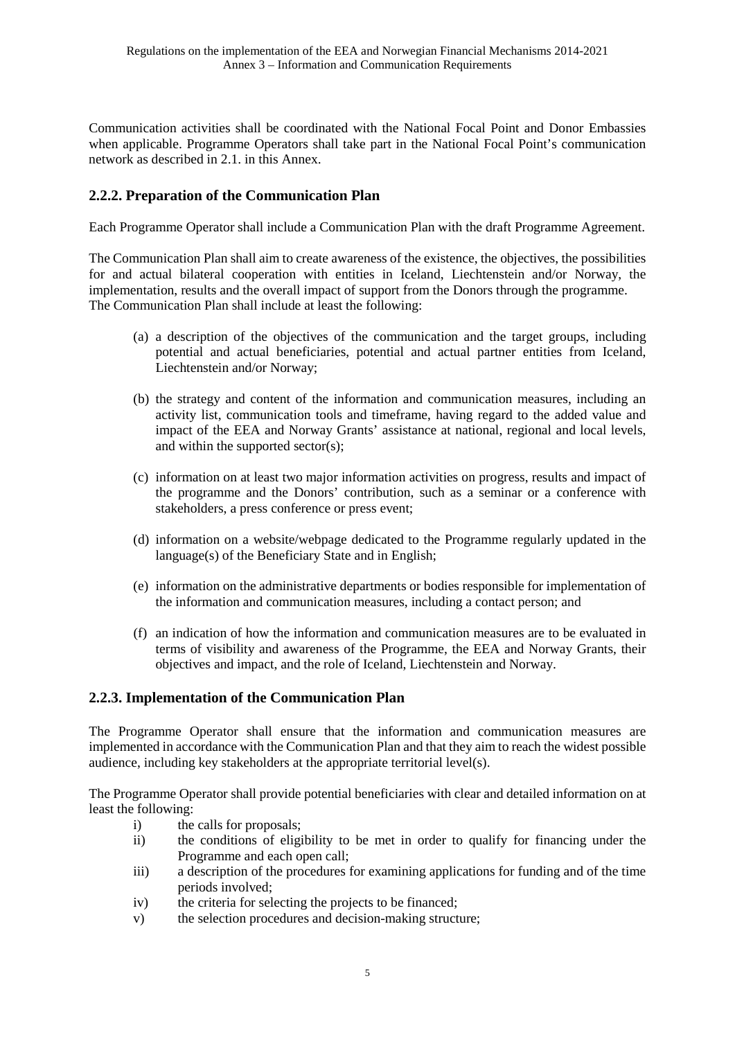Communication activities shall be coordinated with the National Focal Point and Donor Embassies when applicable. Programme Operators shall take part in the National Focal Point's communication network as described in 2.1. in this Annex.

### 2.2.2. Preparation of the Communication Plan

Each Programme Operator shall include a Communication Plan with the draft Programme Agreement.

The Communication Plan shall aim to create awareness of the existence, the objectives, the possibilities for and actual bilateral cooperation with entities in Iceland, Liechtenstein and/or Norway, the implementation, results and the overall impact of support from the Donors through the programme. The Communication Plan shall include at least the following:

(a) a description of the objectives of the communication and the target groups, including potential and actual beneficiaries, potential and actual partner entities from Iceland, Liechtenstein and/or Norway;

(b) the strategy and content of the information and communication measures, including an activity list, communication tools and timeframe, having regard to the added value and impact of the EEA and Norway Grants' assistance at national, regional and local levels, and within the supported sector(s);

(c) information on at least two major information activities on progress, results and impact of the programme and the Donors' contribution, such as a seminar or a conference with stakeholders, a press conference or press event;

(d) information on a website/webpage dedicated to the Programme regularly updated in the language(s) of the Beneficiary State and in English;

(e) information on the administrative departments or bodies responsible for implementation of the information and communication measures, including a contact person; and

(f) an indication of how the information and communication measures are to be evaluated in terms of visibility and awareness of the Programme, the EEA and Norway Grants, their objectives and impact, and the role of Iceland, Liechtenstein and Norway.

### 2.2.3. Implementation of the Communication Plan

The Programme Operator shall ensure that the information and communication measures are implemented in accordance with the Communication Plan and that they aim to reach the widest possible audience, including key stakeholders at the appropriate territorial level(s).

The Programme Operator shall provide potential beneficiaries with clear and detailed information on at least the following:

i) the calls for proposals;

ii) the conditions of eligibility to be met in order to qualify for financing under the Programme and each open call;

iii) a description of the procedures for examining applications for funding and of the time periods involved;

iv) the criteria for selecting the projects to be financed;

v) the selection procedures and decision-making structure;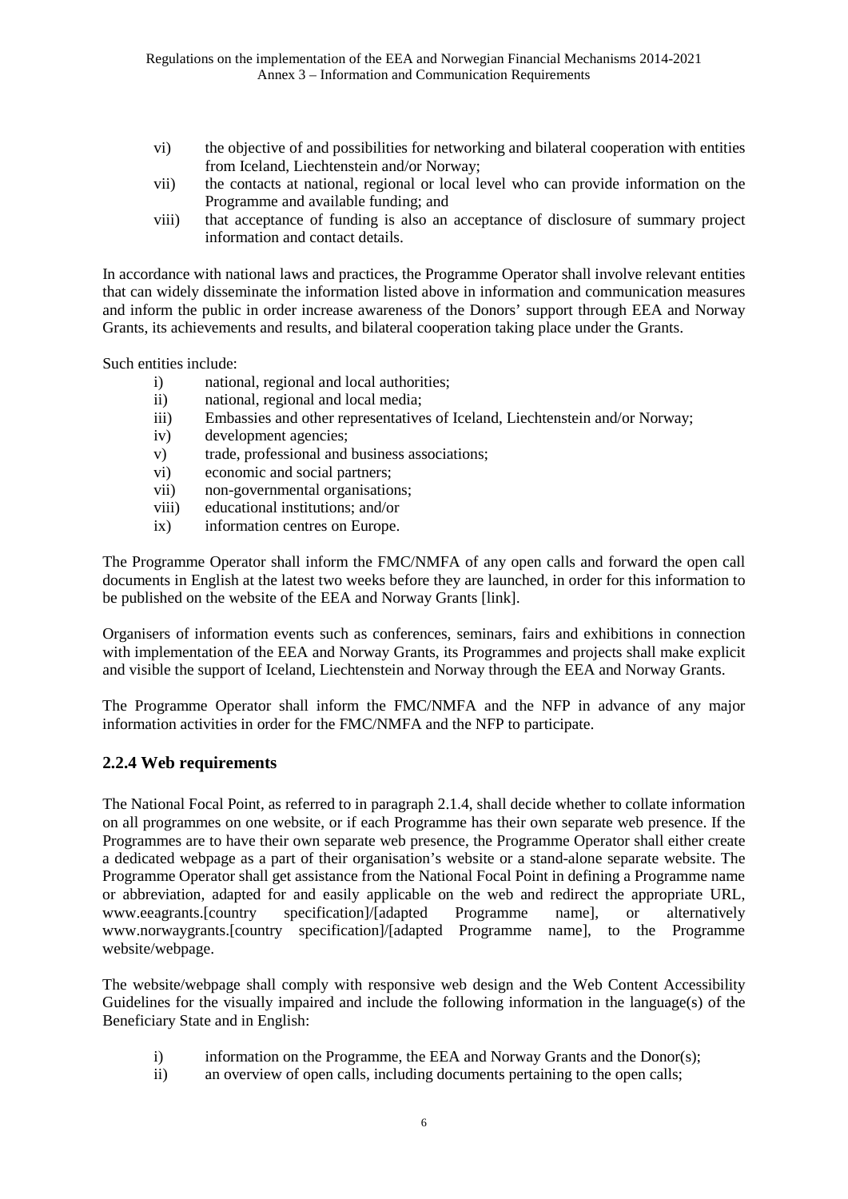vi) the objective of and possibilities for networking and bilateral cooperation with entities from Iceland, Liechtenstein and/or Norway;

vii) the contacts at national, regional or local level who can provide information on the Programme and available funding; and

viii) that acceptance of funding is also an acceptance of disclosure of summary project information and contact details.

In accordance with national laws and practices, the Programme Operator shall involve relevant entities that can widely disseminate the information listed above in information and communication measures and inform the public in order increase awareness of the Donors' support through EEA and Norway Grants, its achievements and results, and bilateral cooperation taking place under the Grants.

Such entities include:

i) national, regional and local authorities;

ii) national, regional and local media;

iii) Embassies and other representatives of Iceland, Liechtenstein and/or Norway;

iv) development agencies;

v) trade, professional and business associations;

vi) economic and social partners;

vii) non-governmental organisations;

viii) educational institutions; and/or

ix) information centres on Europe.

The Programme Operator shall inform the FMC/NMFA of any open calls and forward the open call documents in English at the latest two weeks before they are launched, in order for this information to be published on the website of the EEA and Norway Grants [link].

Organisers of information events such as conferences, seminars, fairs and exhibitions in connection with implementation of the EEA and Norway Grants, its Programmes and projects shall make explicit and visible the support of Iceland, Liechtenstein and Norway through the EEA and Norway Grants.

The Programme Operator shall inform the FMC/NMFA and the NFP in advance of any major information activities in order for the FMC/NMFA and the NFP to participate.

### 2.2.4 Web requirements

The National Focal Point, as referred to in paragraph 2.1.4, shall decide whether to collate information on all programmes on one website, or if each Programme has their own separate web presence. If the Programmes are to have their own separate web presence, the Programme Operator shall either create a dedicated webpage as a part of their organisation's website or a stand-alone separate website. The Programme Operator shall get assistance from the National Focal Point in defining a Programme name or abbreviation, adapted for and easily applicable on the web and redirect the appropriate URL, www.eeagrants.[country specification]/[adapted Programme name], or alternatively www.norwaygrants.[country specification]/[adapted Programme name], to the Programme website/webpage.

The website/webpage shall comply with responsive web design and the Web Content Accessibility Guidelines for the visually impaired and include the following information in the language(s) of the Beneficiary State and in English:

i) information on the Programme, the EEA and Norway Grants and the Donor(s);

ii) an overview of open calls, including documents pertaining to the open calls;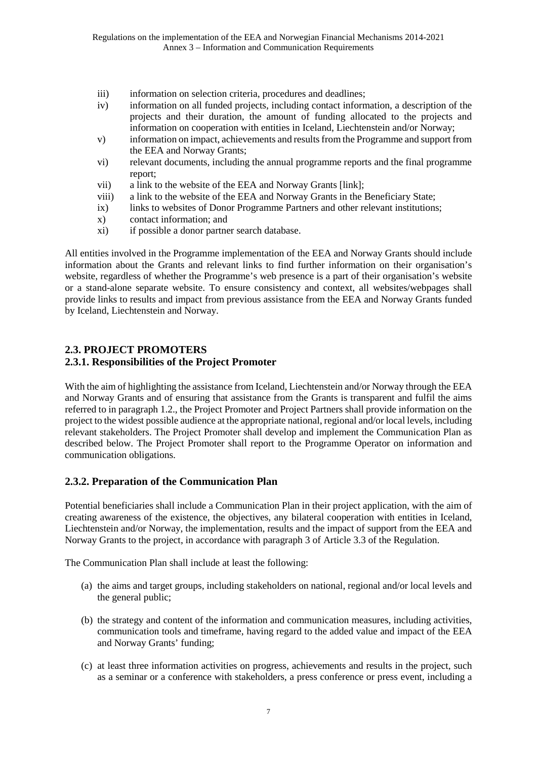iii) information on selection criteria, procedures and deadlines;

iv) information on all funded projects, including contact information, a description of the projects and their duration, the amount of funding allocated to the projects and information on cooperation with entities in Iceland, Liechtenstein and/or Norway;

v) information on impact, achievements and results from the Programme and support from the EEA and Norway Grants;

vi) relevant documents, including the annual programme reports and the final programme report;

vii) a link to the website of the EEA and Norway Grants [link];

viii) a link to the website of the EEA and Norway Grants in the Beneficiary State;

ix) links to websites of Donor Programme Partners and other relevant institutions;

x) contact information; and

xi) if possible a donor partner search database.

All entities involved in the Programme implementation of the EEA and Norway Grants should include information about the Grants and relevant links to find further information on their organisation's website, regardless of whether the Programme's web presence is a part of their organisation's website or a stand-alone separate website. To ensure consistency and context, all websites/webpages shall provide links to results and impact from previous assistance from the EEA and Norway Grants funded by Iceland, Liechtenstein and Norway.

## 2.3. PROJECT PROMOTERS

### 2.3.1. Responsibilities of the Project Promoter

With the aim of highlighting the assistance from Iceland, Liechtenstein and/or Norway through the EEA and Norway Grants and of ensuring that assistance from the Grants is transparent and fulfil the aims referred to in paragraph 1.2., the Project Promoter and Project Partners shall provide information on the project to the widest possible audience at the appropriate national, regional and/or local levels, including relevant stakeholders. The Project Promoter shall develop and implement the Communication Plan as described below. The Project Promoter shall report to the Programme Operator on information and communication obligations.

### 2.3.2. Preparation of the Communication Plan

Potential beneficiaries shall include a Communication Plan in their project application, with the aim of creating awareness of the existence, the objectives, any bilateral cooperation with entities in Iceland, Liechtenstein and/or Norway, the implementation, results and the impact of support from the EEA and Norway Grants to the project, in accordance with paragraph 3 of Article 3.3 of the Regulation.

The Communication Plan shall include at least the following:

(a) the aims and target groups, including stakeholders on national, regional and/or local levels and the general public;

(b) the strategy and content of the information and communication measures, including activities, communication tools and timeframe, having regard to the added value and impact of the EEA and Norway Grants' funding;

(c) at least three information activities on progress, achievements and results in the project, such as a seminar or a conference with stakeholders, a press conference or press event, including a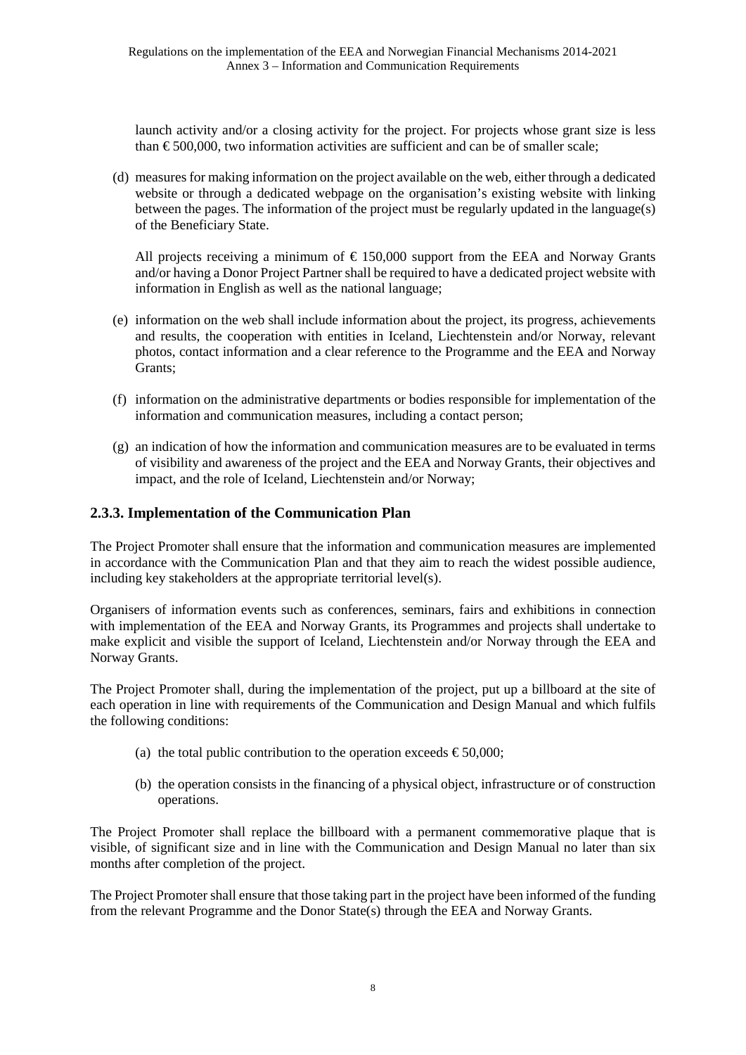launch activity and/or a closing activity for the project. For projects whose grant size is less than € 500,000, two information activities are sufficient and can be of smaller scale;

(d) measures for making information on the project available on the web, either through a dedicated website or through a dedicated webpage on the organisation's existing website with linking between the pages. The information of the project must be regularly updated in the language(s) of the Beneficiary State.

All projects receiving a minimum of € 150,000 support from the EEA and Norway Grants and/or having a Donor Project Partner shall be required to have a dedicated project website with information in English as well as the national language;

(e) information on the web shall include information about the project, its progress, achievements and results, the cooperation with entities in Iceland, Liechtenstein and/or Norway, relevant photos, contact information and a clear reference to the Programme and the EEA and Norway Grants;

(f) information on the administrative departments or bodies responsible for implementation of the information and communication measures, including a contact person;

(g) an indication of how the information and communication measures are to be evaluated in terms of visibility and awareness of the project and the EEA and Norway Grants, their objectives and impact, and the role of Iceland, Liechtenstein and/or Norway;

### 2.3.3. Implementation of the Communication Plan

The Project Promoter shall ensure that the information and communication measures are implemented in accordance with the Communication Plan and that they aim to reach the widest possible audience, including key stakeholders at the appropriate territorial level(s).

Organisers of information events such as conferences, seminars, fairs and exhibitions in connection with implementation of the EEA and Norway Grants, its Programmes and projects shall undertake to make explicit and visible the support of Iceland, Liechtenstein and/or Norway through the EEA and Norway Grants.

The Project Promoter shall, during the implementation of the project, put up a billboard at the site of each operation in line with requirements of the Communication and Design Manual and which fulfils the following conditions:

(a) the total public contribution to the operation exceeds € 50,000;

(b) the operation consists in the financing of a physical object, infrastructure or of construction operations.

The Project Promoter shall replace the billboard with a permanent commemorative plaque that is visible, of significant size and in line with the Communication and Design Manual no later than six months after completion of the project.

The Project Promoter shall ensure that those taking part in the project have been informed of the funding from the relevant Programme and the Donor State(s) through the EEA and Norway Grants.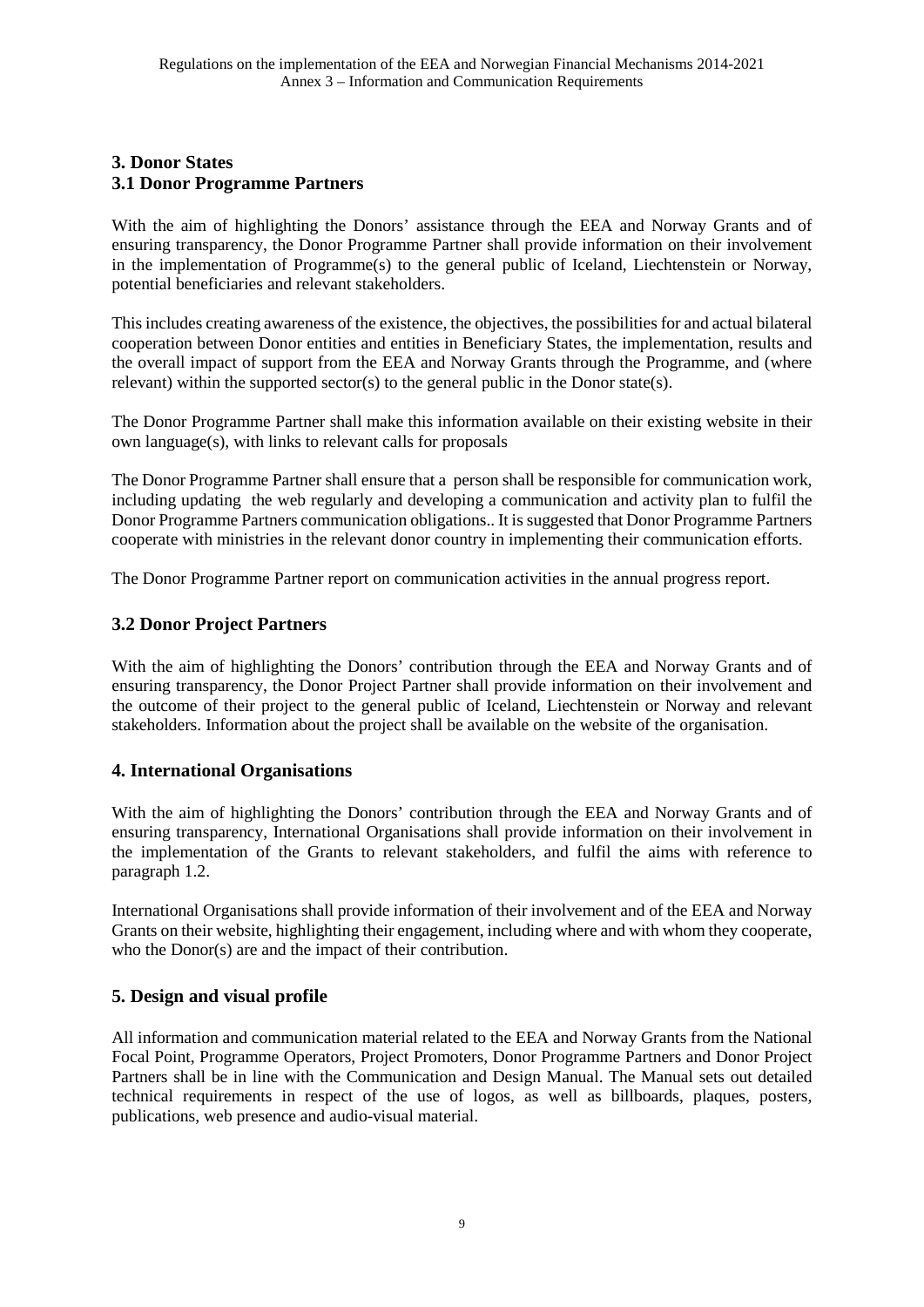## 3. Donor States

### 3.1 Donor Programme Partners

With the aim of highlighting the Donors' assistance through the EEA and Norway Grants and of ensuring transparency, the Donor Programme Partner shall provide information on their involvement in the implementation of Programme(s) to the general public of Iceland, Liechtenstein or Norway, potential beneficiaries and relevant stakeholders.

This includes creating awareness of the existence, the objectives, the possibilities for and actual bilateral cooperation between Donor entities and entities in Beneficiary States, the implementation, results and the overall impact of support from the EEA and Norway Grants through the Programme, and (where relevant) within the supported sector(s) to the general public in the Donor state(s).

The Donor Programme Partner shall make this information available on their existing website in their own language(s), with links to relevant calls for proposals

The Donor Programme Partner shall ensure that a person shall be responsible for communication work, including updating the web regularly and developing a communication and activity plan to fulfil the Donor Programme Partners communication obligations.. It is suggested that Donor Programme Partners cooperate with ministries in the relevant donor country in implementing their communication efforts.

The Donor Programme Partner report on communication activities in the annual progress report.

### 3.2 Donor Project Partners

With the aim of highlighting the Donors' contribution through the EEA and Norway Grants and of ensuring transparency, the Donor Project Partner shall provide information on their involvement and the outcome of their project to the general public of Iceland, Liechtenstein or Norway and relevant stakeholders. Information about the project shall be available on the website of the organisation.

## 4. International Organisations

With the aim of highlighting the Donors' contribution through the EEA and Norway Grants and of ensuring transparency, International Organisations shall provide information on their involvement in the implementation of the Grants to relevant stakeholders, and fulfil the aims with reference to paragraph 1.2.

International Organisations shall provide information of their involvement and of the EEA and Norway Grants on their website, highlighting their engagement, including where and with whom they cooperate, who the Donor(s) are and the impact of their contribution.

## 5. Design and visual profile

All information and communication material related to the EEA and Norway Grants from the National Focal Point, Programme Operators, Project Promoters, Donor Programme Partners and Donor Project Partners shall be in line with the Communication and Design Manual. The Manual sets out detailed technical requirements in respect of the use of logos, as well as billboards, plaques, posters, publications, web presence and audio-visual material.